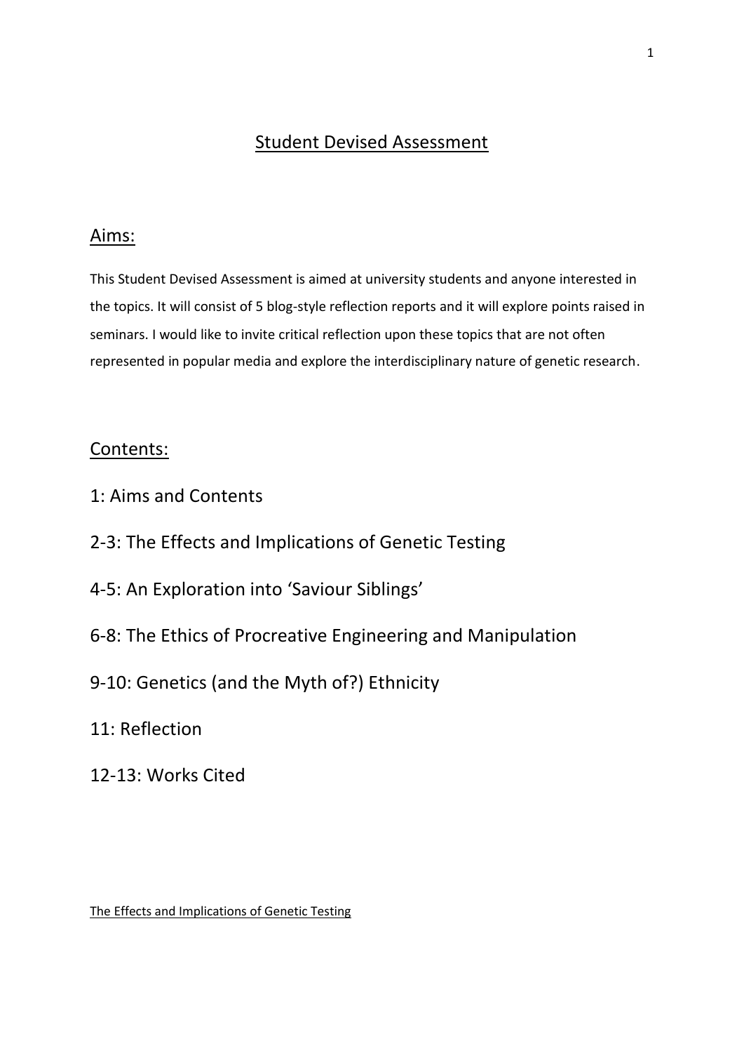# Student Devised Assessment

## Aims:

This Student Devised Assessment is aimed at university students and anyone interested in the topics. It will consist of 5 blog-style reflection reports and it will explore points raised in seminars. I would like to invite critical reflection upon these topics that are not often represented in popular media and explore the interdisciplinary nature of genetic research.

## Contents:

1: Aims and Contents

2-3: The Effects and Implications of Genetic Testing

4-5: An Exploration into 'Saviour Siblings'

6-8: The Ethics of Procreative Engineering and Manipulation

9-10: Genetics (and the Myth of?) Ethnicity

11: Reflection

12-13: Works Cited

### The Effects and Implications of Genetic Testing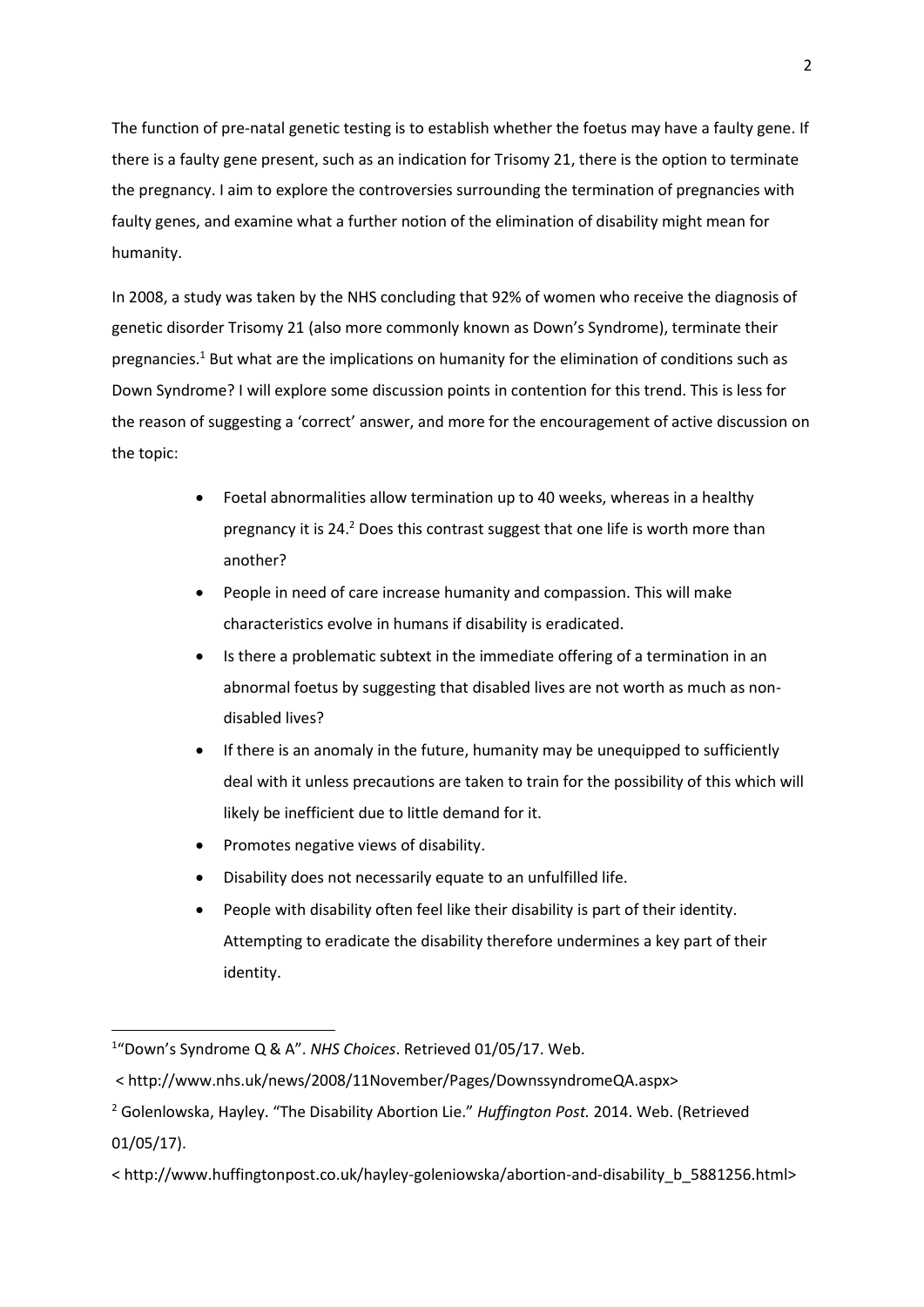The function of pre-natal genetic testing is to establish whether the foetus may have a faulty gene. If there is a faulty gene present, such as an indication for Trisomy 21, there is the option to terminate the pregnancy. I aim to explore the controversies surrounding the termination of pregnancies with faulty genes, and examine what a further notion of the elimination of disability might mean for humanity.

In 2008, a study was taken by the NHS concluding that 92% of women who receive the diagnosis of genetic disorder Trisomy 21 (also more commonly known as Down's Syndrome), terminate their pregnancies.[1] But what are the implications on humanity for the elimination of conditions such as Down Syndrome? I will explore some discussion points in contention for this trend. This is less for the reason of suggesting a 'correct' answer, and more for the encouragement of active discussion on the topic:

- Foetal abnormalities allow termination up to 40 weeks, whereas in a healthy pregnancy it is 24.[2] Does this contrast suggest that one life is worth more than another?
- People in need of care increase humanity and compassion. This will make characteristics evolve in humans if disability is eradicated.
- Is there a problematic subtext in the immediate offering of a termination in an abnormal foetus by suggesting that disabled lives are not worth as much as non-disabled lives?
- If there is an anomaly in the future, humanity may be unequipped to sufficiently deal with it unless precautions are taken to train for the possibility of this which will likely be inefficient due to little demand for it.
- Promotes negative views of disability.
- Disability does not necessarily equate to an unfulfilled life.
- People with disability often feel like their disability is part of their identity. Attempting to eradicate the disability therefore undermines a key part of their identity.

---

[1] "Down's Syndrome Q & A". *NHS Choices*. Retrieved 01/05/17. Web.

< http://www.nhs.uk/news/2008/11November/Pages/DownssyndromeQA.aspx>

[2] Golenlowska, Hayley. "The Disability Abortion Lie." *Huffington Post.* 2014. Web. (Retrieved 01/05/17).

< http://www.huffingtonpost.co.uk/hayley-goleniowska/abortion-and-disability_b_5881256.html>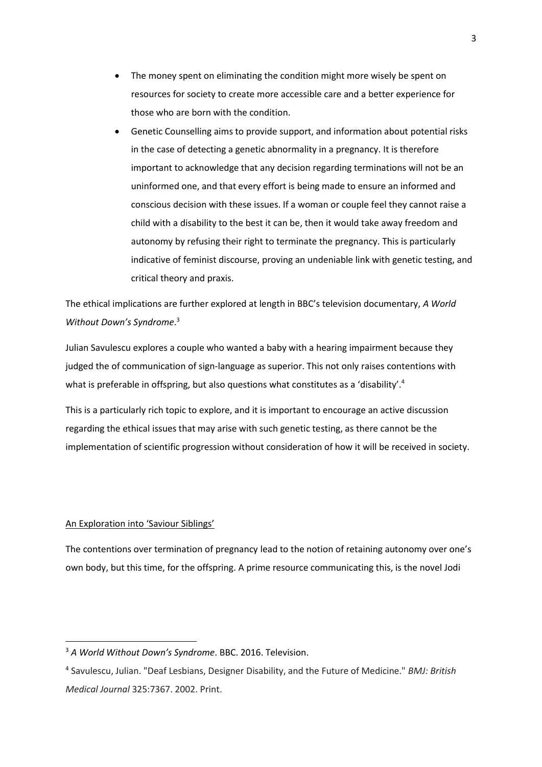- The money spent on eliminating the condition might more wisely be spent on resources for society to create more accessible care and a better experience for those who are born with the condition.
- Genetic Counselling aims to provide support, and information about potential risks in the case of detecting a genetic abnormality in a pregnancy. It is therefore important to acknowledge that any decision regarding terminations will not be an uninformed one, and that every effort is being made to ensure an informed and conscious decision with these issues. If a woman or couple feel they cannot raise a child with a disability to the best it can be, then it would take away freedom and autonomy by refusing their right to terminate the pregnancy. This is particularly indicative of feminist discourse, proving an undeniable link with genetic testing, and critical theory and praxis.

The ethical implications are further explored at length in BBC's television documentary, *A World Without Down's Syndrome*.[3]

Julian Savulescu explores a couple who wanted a baby with a hearing impairment because they judged the of communication of sign-language as superior. This not only raises contentions with what is preferable in offspring, but also questions what constitutes as a 'disability'.[4]

This is a particularly rich topic to explore, and it is important to encourage an active discussion regarding the ethical issues that may arise with such genetic testing, as there cannot be the implementation of scientific progression without consideration of how it will be received in society.

## An Exploration into 'Saviour Siblings'

The contentions over termination of pregnancy lead to the notion of retaining autonomy over one's own body, but this time, for the offspring. A prime resource communicating this, is the novel Jodi

---

[3] *A World Without Down's Syndrome*. BBC. 2016. Television.

[4] Savulescu, Julian. "Deaf Lesbians, Designer Disability, and the Future of Medicine." *BMJ: British Medical Journal* 325:7367. 2002. Print.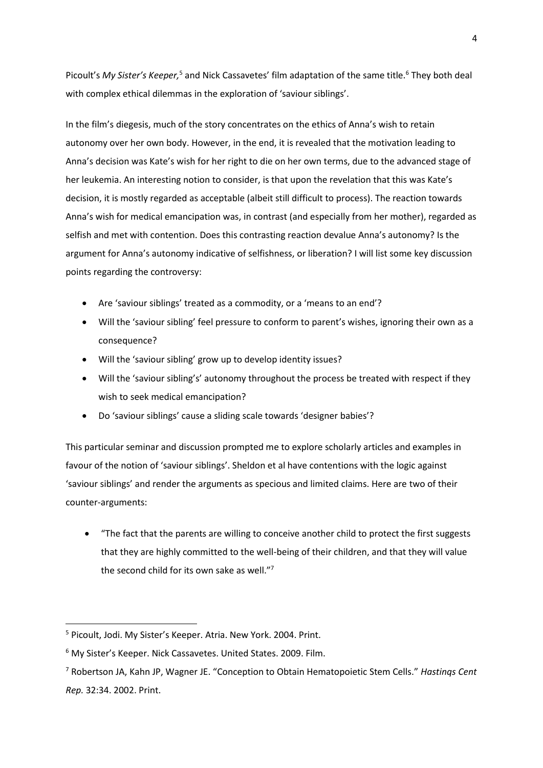Picoult's *My Sister's Keeper,*[5] and Nick Cassavetes' film adaptation of the same title.[6] They both deal with complex ethical dilemmas in the exploration of 'saviour siblings'.

In the film's diegesis, much of the story concentrates on the ethics of Anna's wish to retain autonomy over her own body. However, in the end, it is revealed that the motivation leading to Anna's decision was Kate's wish for her right to die on her own terms, due to the advanced stage of her leukemia. An interesting notion to consider, is that upon the revelation that this was Kate's decision, it is mostly regarded as acceptable (albeit still difficult to process). The reaction towards Anna's wish for medical emancipation was, in contrast (and especially from her mother), regarded as selfish and met with contention. Does this contrasting reaction devalue Anna's autonomy? Is the argument for Anna's autonomy indicative of selfishness, or liberation? I will list some key discussion points regarding the controversy:

- Are 'saviour siblings' treated as a commodity, or a 'means to an end'?
- Will the 'saviour sibling' feel pressure to conform to parent's wishes, ignoring their own as a consequence?
- Will the 'saviour sibling' grow up to develop identity issues?
- Will the 'saviour sibling's' autonomy throughout the process be treated with respect if they wish to seek medical emancipation?
- Do 'saviour siblings' cause a sliding scale towards 'designer babies'?

This particular seminar and discussion prompted me to explore scholarly articles and examples in favour of the notion of 'saviour siblings'. Sheldon et al have contentions with the logic against 'saviour siblings' and render the arguments as specious and limited claims. Here are two of their counter-arguments:

- "The fact that the parents are willing to conceive another child to protect the first suggests that they are highly committed to the well-being of their children, and that they will value the second child for its own sake as well."[7]

---

[5] Picoult, Jodi. My Sister's Keeper. Atria. New York. 2004. Print.

[6] My Sister's Keeper. Nick Cassavetes. United States. 2009. Film.

[7] Robertson JA, Kahn JP, Wagner JE. "Conception to Obtain Hematopoietic Stem Cells." *Hastinqs Cent Rep.* 32:34. 2002. Print.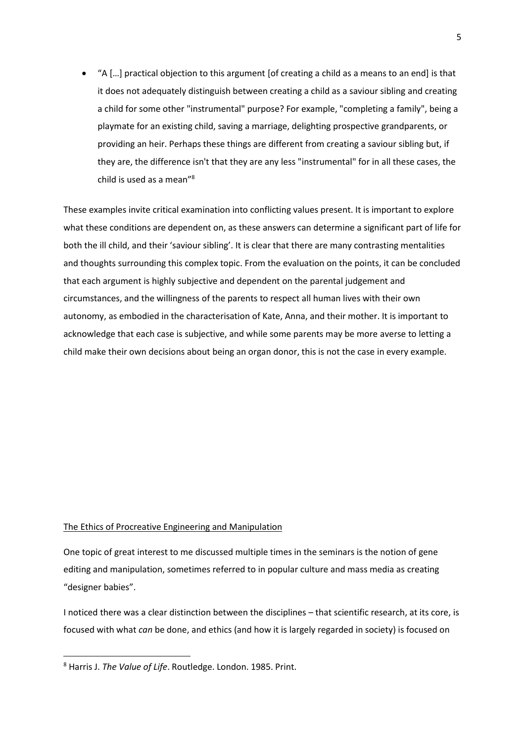- "A […] practical objection to this argument [of creating a child as a means to an end] is that it does not adequately distinguish between creating a child as a saviour sibling and creating a child for some other "instrumental" purpose? For example, "completing a family", being a playmate for an existing child, saving a marriage, delighting prospective grandparents, or providing an heir. Perhaps these things are different from creating a saviour sibling but, if they are, the difference isn't that they are any less "instrumental" for in all these cases, the child is used as a mean"[8]

These examples invite critical examination into conflicting values present. It is important to explore what these conditions are dependent on, as these answers can determine a significant part of life for both the ill child, and their 'saviour sibling'. It is clear that there are many contrasting mentalities and thoughts surrounding this complex topic. From the evaluation on the points, it can be concluded that each argument is highly subjective and dependent on the parental judgement and circumstances, and the willingness of the parents to respect all human lives with their own autonomy, as embodied in the characterisation of Kate, Anna, and their mother. It is important to acknowledge that each case is subjective, and while some parents may be more averse to letting a child make their own decisions about being an organ donor, this is not the case in every example.

<u>The Ethics of Procreative Engineering and Manipulation</u>

One topic of great interest to me discussed multiple times in the seminars is the notion of gene editing and manipulation, sometimes referred to in popular culture and mass media as creating "designer babies".

I noticed there was a clear distinction between the disciplines – that scientific research, at its core, is focused with what *can* be done, and ethics (and how it is largely regarded in society) is focused on

---

[8] Harris J. *The Value of Life*. Routledge. London. 1985. Print.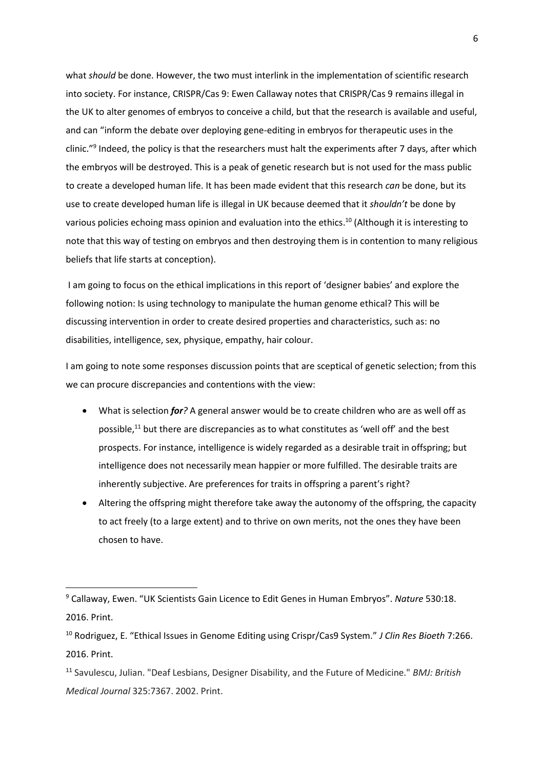what *should* be done. However, the two must interlink in the implementation of scientific research into society. For instance, CRISPR/Cas 9: Ewen Callaway notes that CRISPR/Cas 9 remains illegal in the UK to alter genomes of embryos to conceive a child, but that the research is available and useful, and can "inform the debate over deploying gene-editing in embryos for therapeutic uses in the clinic."[9] Indeed, the policy is that the researchers must halt the experiments after 7 days, after which the embryos will be destroyed. This is a peak of genetic research but is not used for the mass public to create a developed human life. It has been made evident that this research *can* be done, but its use to create developed human life is illegal in UK because deemed that it *shouldn't* be done by various policies echoing mass opinion and evaluation into the ethics.[10] (Although it is interesting to note that this way of testing on embryos and then destroying them is in contention to many religious beliefs that life starts at conception).

I am going to focus on the ethical implications in this report of 'designer babies' and explore the following notion: Is using technology to manipulate the human genome ethical? This will be discussing intervention in order to create desired properties and characteristics, such as: no disabilities, intelligence, sex, physique, empathy, hair colour.

I am going to note some responses discussion points that are sceptical of genetic selection; from this we can procure discrepancies and contentions with the view:

- What is selection ***for****?* A general answer would be to create children who are as well off as possible,[11] but there are discrepancies as to what constitutes as 'well off' and the best prospects. For instance, intelligence is widely regarded as a desirable trait in offspring; but intelligence does not necessarily mean happier or more fulfilled. The desirable traits are inherently subjective. Are preferences for traits in offspring a parent's right?
- Altering the offspring might therefore take away the autonomy of the offspring, the capacity to act freely (to a large extent) and to thrive on own merits, not the ones they have been chosen to have.

---

[9] Callaway, Ewen. "UK Scientists Gain Licence to Edit Genes in Human Embryos". *Nature* 530:18. 2016. Print.

[10] Rodriguez, E. "Ethical Issues in Genome Editing using Crispr/Cas9 System." *J Clin Res Bioeth* 7:266. 2016. Print.

[11] Savulescu, Julian. "Deaf Lesbians, Designer Disability, and the Future of Medicine." *BMJ: British Medical Journal* 325:7367. 2002. Print.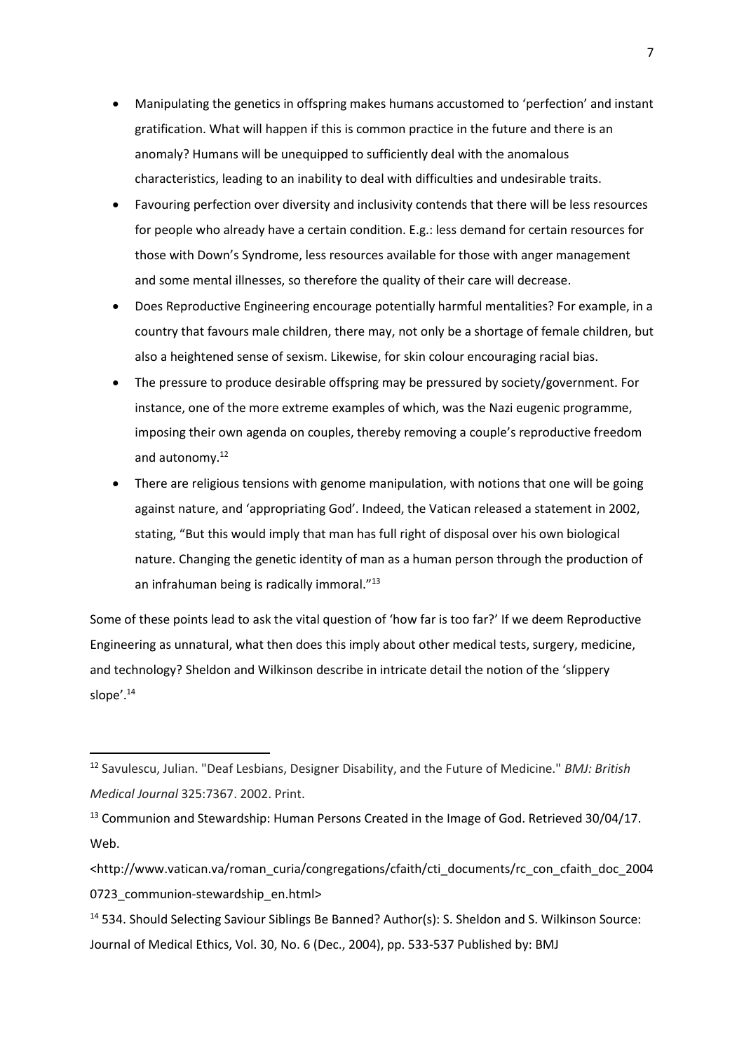- Manipulating the genetics in offspring makes humans accustomed to 'perfection' and instant gratification. What will happen if this is common practice in the future and there is an anomaly? Humans will be unequipped to sufficiently deal with the anomalous characteristics, leading to an inability to deal with difficulties and undesirable traits.
- Favouring perfection over diversity and inclusivity contends that there will be less resources for people who already have a certain condition. E.g.: less demand for certain resources for those with Down's Syndrome, less resources available for those with anger management and some mental illnesses, so therefore the quality of their care will decrease.
- Does Reproductive Engineering encourage potentially harmful mentalities? For example, in a country that favours male children, there may, not only be a shortage of female children, but also a heightened sense of sexism. Likewise, for skin colour encouraging racial bias.
- The pressure to produce desirable offspring may be pressured by society/government. For instance, one of the more extreme examples of which, was the Nazi eugenic programme, imposing their own agenda on couples, thereby removing a couple's reproductive freedom and autonomy.[12]
- There are religious tensions with genome manipulation, with notions that one will be going against nature, and 'appropriating God'. Indeed, the Vatican released a statement in 2002, stating, "But this would imply that man has full right of disposal over his own biological nature. Changing the genetic identity of man as a human person through the production of an infrahuman being is radically immoral."[13]

Some of these points lead to ask the vital question of 'how far is too far?' If we deem Reproductive Engineering as unnatural, what then does this imply about other medical tests, surgery, medicine, and technology? Sheldon and Wilkinson describe in intricate detail the notion of the 'slippery slope'.[14]

---

[12] Savulescu, Julian. "Deaf Lesbians, Designer Disability, and the Future of Medicine." *BMJ: British Medical Journal* 325:7367. 2002. Print.

[13] Communion and Stewardship: Human Persons Created in the Image of God. Retrieved 30/04/17. Web.
<http://www.vatican.va/roman_curia/congregations/cfaith/cti_documents/rc_con_cfaith_doc_20040723_communion-stewardship_en.html>

[14] 534. Should Selecting Saviour Siblings Be Banned? Author(s): S. Sheldon and S. Wilkinson Source: Journal of Medical Ethics, Vol. 30, No. 6 (Dec., 2004), pp. 533-537 Published by: BMJ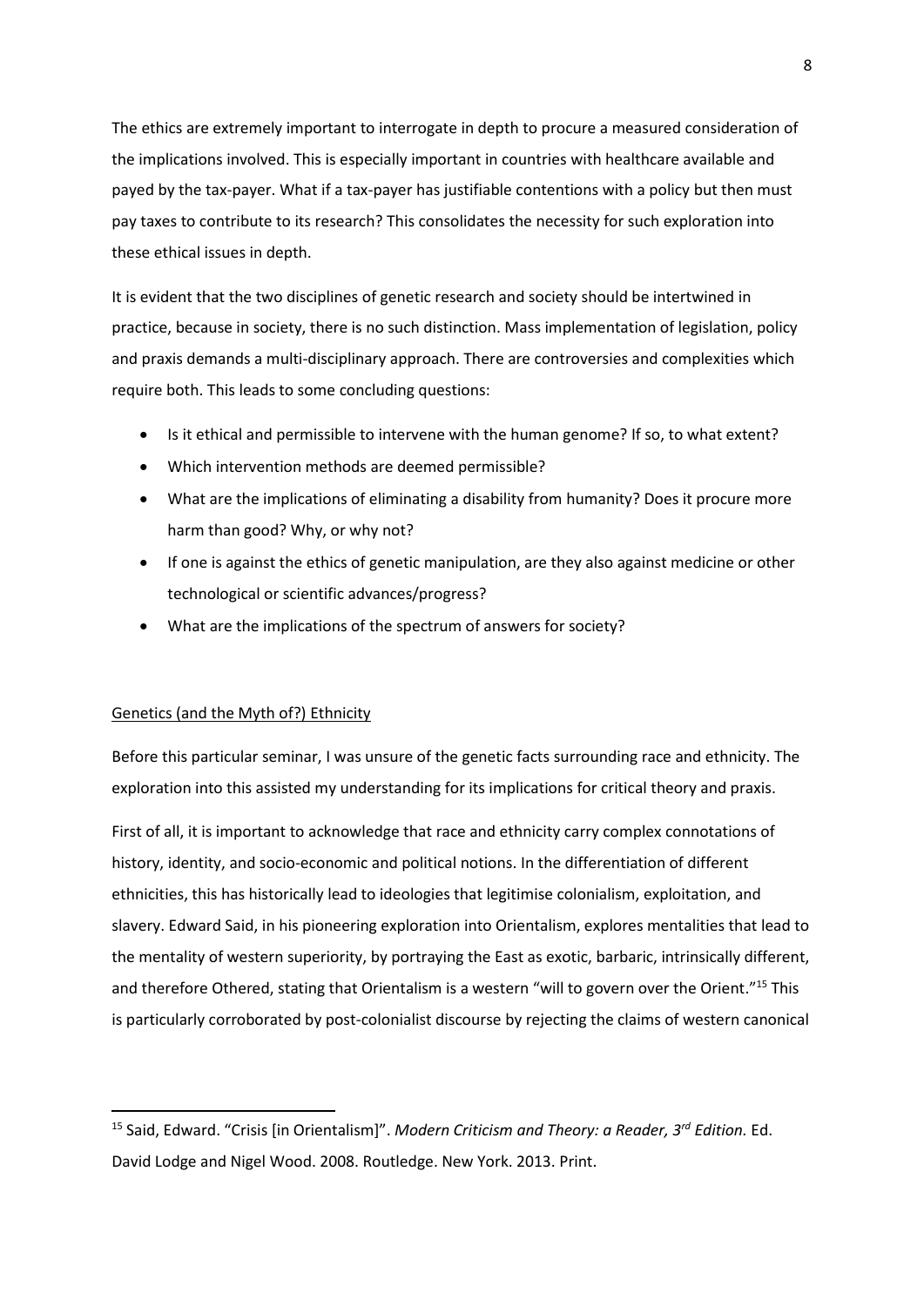The ethics are extremely important to interrogate in depth to procure a measured consideration of the implications involved. This is especially important in countries with healthcare available and payed by the tax-payer. What if a tax-payer has justifiable contentions with a policy but then must pay taxes to contribute to its research? This consolidates the necessity for such exploration into these ethical issues in depth.

It is evident that the two disciplines of genetic research and society should be intertwined in practice, because in society, there is no such distinction. Mass implementation of legislation, policy and praxis demands a multi-disciplinary approach. There are controversies and complexities which require both. This leads to some concluding questions:

- Is it ethical and permissible to intervene with the human genome? If so, to what extent?
- Which intervention methods are deemed permissible?
- What are the implications of eliminating a disability from humanity? Does it procure more harm than good? Why, or why not?
- If one is against the ethics of genetic manipulation, are they also against medicine or other technological or scientific advances/progress?
- What are the implications of the spectrum of answers for society?

## Genetics (and the Myth of?) Ethnicity

Before this particular seminar, I was unsure of the genetic facts surrounding race and ethnicity. The exploration into this assisted my understanding for its implications for critical theory and praxis.

First of all, it is important to acknowledge that race and ethnicity carry complex connotations of history, identity, and socio-economic and political notions. In the differentiation of different ethnicities, this has historically lead to ideologies that legitimise colonialism, exploitation, and slavery. Edward Said, in his pioneering exploration into Orientalism, explores mentalities that lead to the mentality of western superiority, by portraying the East as exotic, barbaric, intrinsically different, and therefore Othered, stating that Orientalism is a western "will to govern over the Orient."[15] This is particularly corroborated by post-colonialist discourse by rejecting the claims of western canonical

[15] Said, Edward. "Crisis [in Orientalism]". *Modern Criticism and Theory: a Reader, 3rd Edition.* Ed. David Lodge and Nigel Wood. 2008. Routledge. New York. 2013. Print.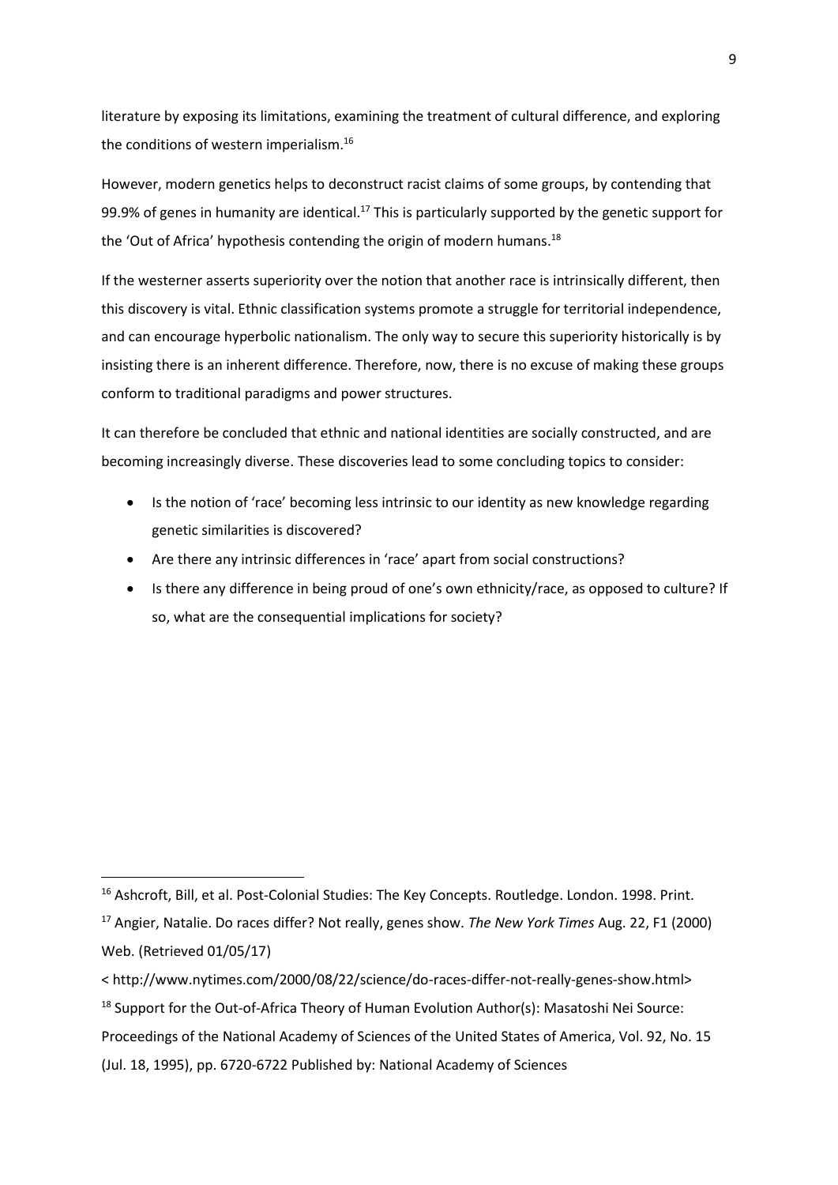literature by exposing its limitations, examining the treatment of cultural difference, and exploring the conditions of western imperialism.[16]

However, modern genetics helps to deconstruct racist claims of some groups, by contending that 99.9% of genes in humanity are identical.[17] This is particularly supported by the genetic support for the 'Out of Africa' hypothesis contending the origin of modern humans.[18]

If the westerner asserts superiority over the notion that another race is intrinsically different, then this discovery is vital. Ethnic classification systems promote a struggle for territorial independence, and can encourage hyperbolic nationalism. The only way to secure this superiority historically is by insisting there is an inherent difference. Therefore, now, there is no excuse of making these groups conform to traditional paradigms and power structures.

It can therefore be concluded that ethnic and national identities are socially constructed, and are becoming increasingly diverse. These discoveries lead to some concluding topics to consider:

- Is the notion of 'race' becoming less intrinsic to our identity as new knowledge regarding genetic similarities is discovered?
- Are there any intrinsic differences in 'race' apart from social constructions?
- Is there any difference in being proud of one's own ethnicity/race, as opposed to culture? If so, what are the consequential implications for society?

---

[16] Ashcroft, Bill, et al. Post-Colonial Studies: The Key Concepts. Routledge. London. 1998. Print.

[17] Angier, Natalie. Do races differ? Not really, genes show. *The New York Times* Aug. 22, F1 (2000) Web. (Retrieved 01/05/17)

< http://www.nytimes.com/2000/08/22/science/do-races-differ-not-really-genes-show.html>

[18] Support for the Out-of-Africa Theory of Human Evolution Author(s): Masatoshi Nei Source: Proceedings of the National Academy of Sciences of the United States of America, Vol. 92, No. 15 (Jul. 18, 1995), pp. 6720-6722 Published by: National Academy of Sciences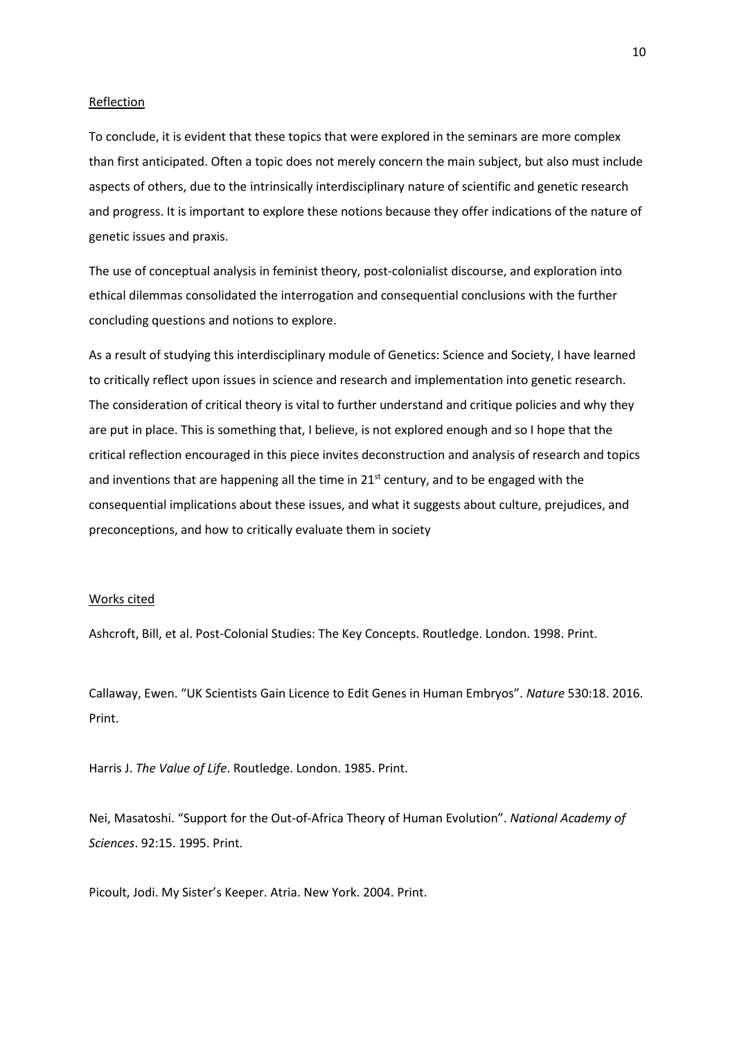## Reflection

To conclude, it is evident that these topics that were explored in the seminars are more complex than first anticipated. Often a topic does not merely concern the main subject, but also must include aspects of others, due to the intrinsically interdisciplinary nature of scientific and genetic research and progress. It is important to explore these notions because they offer indications of the nature of genetic issues and praxis.

The use of conceptual analysis in feminist theory, post-colonialist discourse, and exploration into ethical dilemmas consolidated the interrogation and consequential conclusions with the further concluding questions and notions to explore.

As a result of studying this interdisciplinary module of Genetics: Science and Society, I have learned to critically reflect upon issues in science and research and implementation into genetic research. The consideration of critical theory is vital to further understand and critique policies and why they are put in place. This is something that, I believe, is not explored enough and so I hope that the critical reflection encouraged in this piece invites deconstruction and analysis of research and topics and inventions that are happening all the time in 21st century, and to be engaged with the consequential implications about these issues, and what it suggests about culture, prejudices, and preconceptions, and how to critically evaluate them in society

## Works cited

Ashcroft, Bill, et al. Post-Colonial Studies: The Key Concepts. Routledge. London. 1998. Print.

Callaway, Ewen. "UK Scientists Gain Licence to Edit Genes in Human Embryos". *Nature* 530:18. 2016. Print.

Harris J. *The Value of Life*. Routledge. London. 1985. Print.

Nei, Masatoshi. "Support for the Out-of-Africa Theory of Human Evolution". *National Academy of Sciences*. 92:15. 1995. Print.

Picoult, Jodi. My Sister's Keeper. Atria. New York. 2004. Print.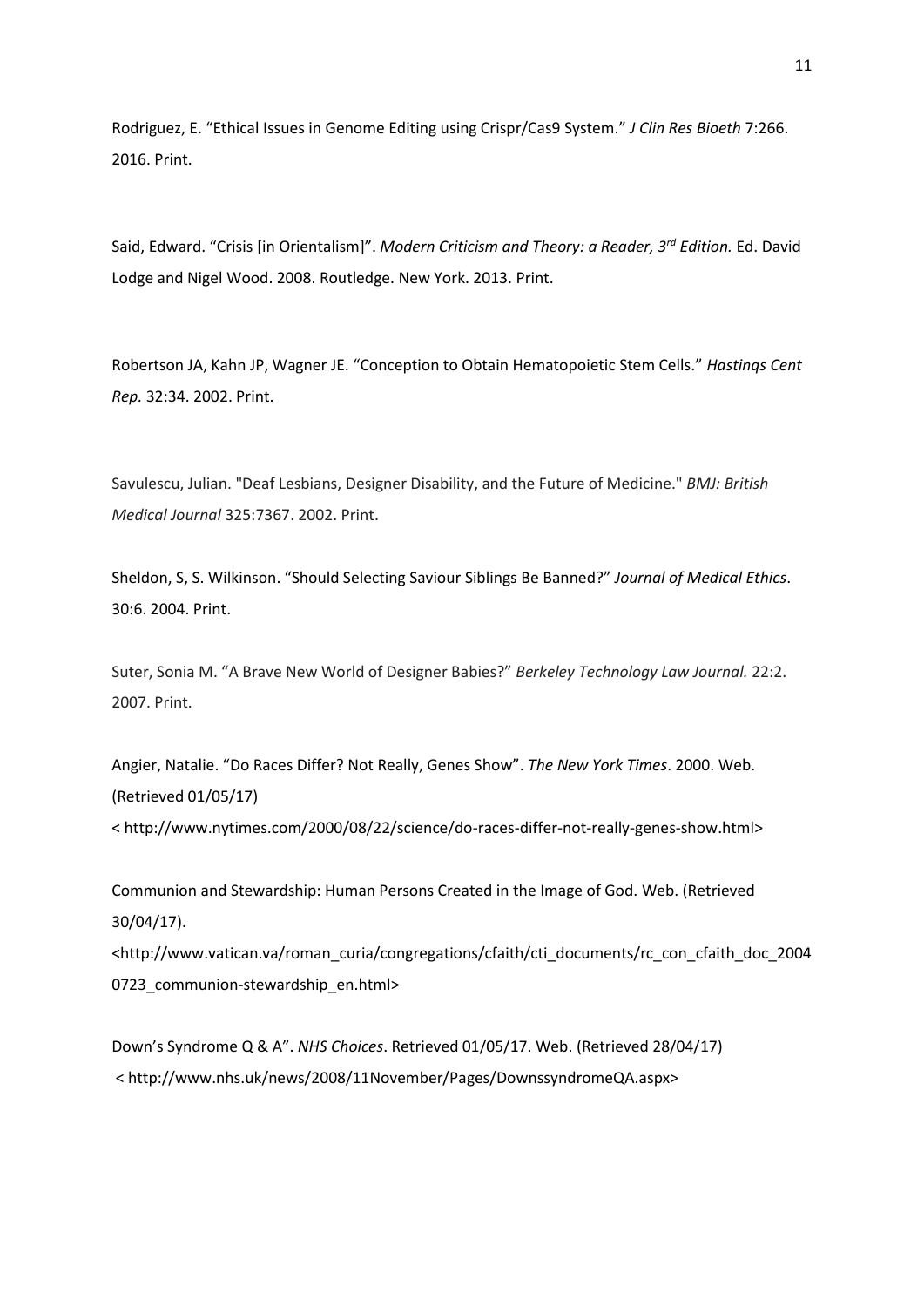Rodriguez, E. "Ethical Issues in Genome Editing using Crispr/Cas9 System." *J Clin Res Bioeth* 7:266. 2016. Print.

Said, Edward. "Crisis [in Orientalism]". *Modern Criticism and Theory: a Reader, 3rd Edition.* Ed. David Lodge and Nigel Wood. 2008. Routledge. New York. 2013. Print.

Robertson JA, Kahn JP, Wagner JE. "Conception to Obtain Hematopoietic Stem Cells." *Hastinqs Cent Rep.* 32:34. 2002. Print.

Savulescu, Julian. "Deaf Lesbians, Designer Disability, and the Future of Medicine." *BMJ: British Medical Journal* 325:7367. 2002. Print.

Sheldon, S, S. Wilkinson. "Should Selecting Saviour Siblings Be Banned?" *Journal of Medical Ethics*. 30:6. 2004. Print.

Suter, Sonia M. "A Brave New World of Designer Babies?" *Berkeley Technology Law Journal.* 22:2. 2007. Print.

Angier, Natalie. "Do Races Differ? Not Really, Genes Show". *The New York Times*. 2000. Web. (Retrieved 01/05/17)
< http://www.nytimes.com/2000/08/22/science/do-races-differ-not-really-genes-show.html>

Communion and Stewardship: Human Persons Created in the Image of God. Web. (Retrieved 30/04/17).
<http://www.vatican.va/roman_curia/congregations/cfaith/cti_documents/rc_con_cfaith_doc_20040723_communion-stewardship_en.html>

Down's Syndrome Q & A". *NHS Choices*. Retrieved 01/05/17. Web. (Retrieved 28/04/17)
< http://www.nhs.uk/news/2008/11November/Pages/DownssyndromeQA.aspx>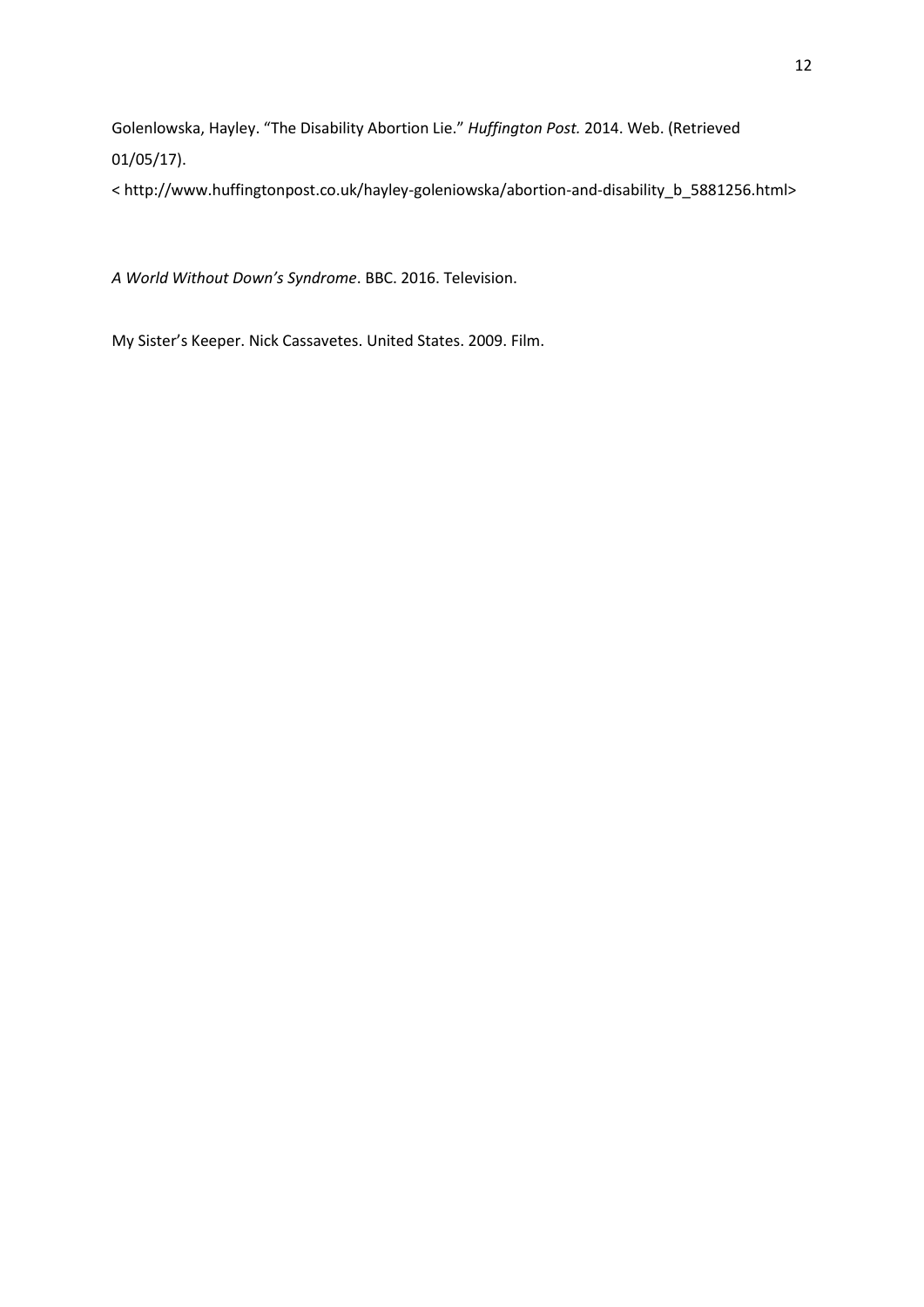Golenlowska, Hayley. "The Disability Abortion Lie." *Huffington Post.* 2014. Web. (Retrieved 01/05/17).
< http://www.huffingtonpost.co.uk/hayley-goleniowska/abortion-and-disability_b_5881256.html>

*A World Without Down's Syndrome*. BBC. 2016. Television.

My Sister's Keeper. Nick Cassavetes. United States. 2009. Film.